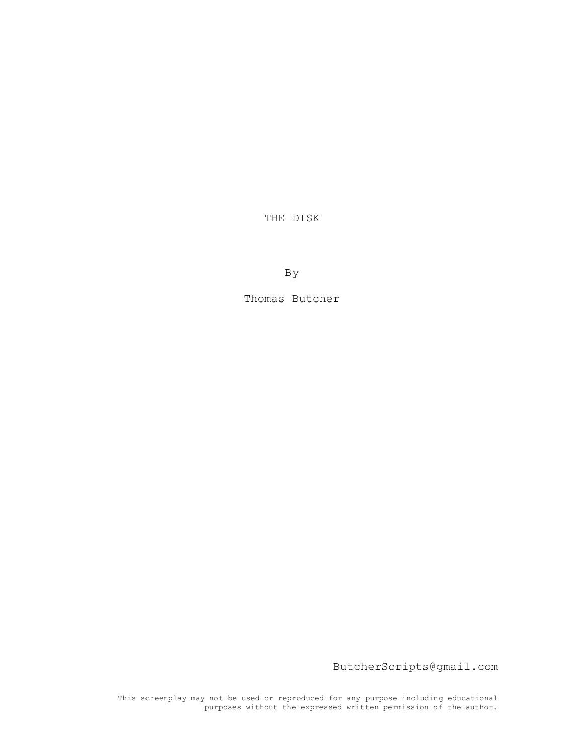# THE DISK

By

Thomas Butcher

ButcherScripts@gmail.com

This screenplay may not be used or reproduced for any purpose including educational purposes without the expressed written permission of the author.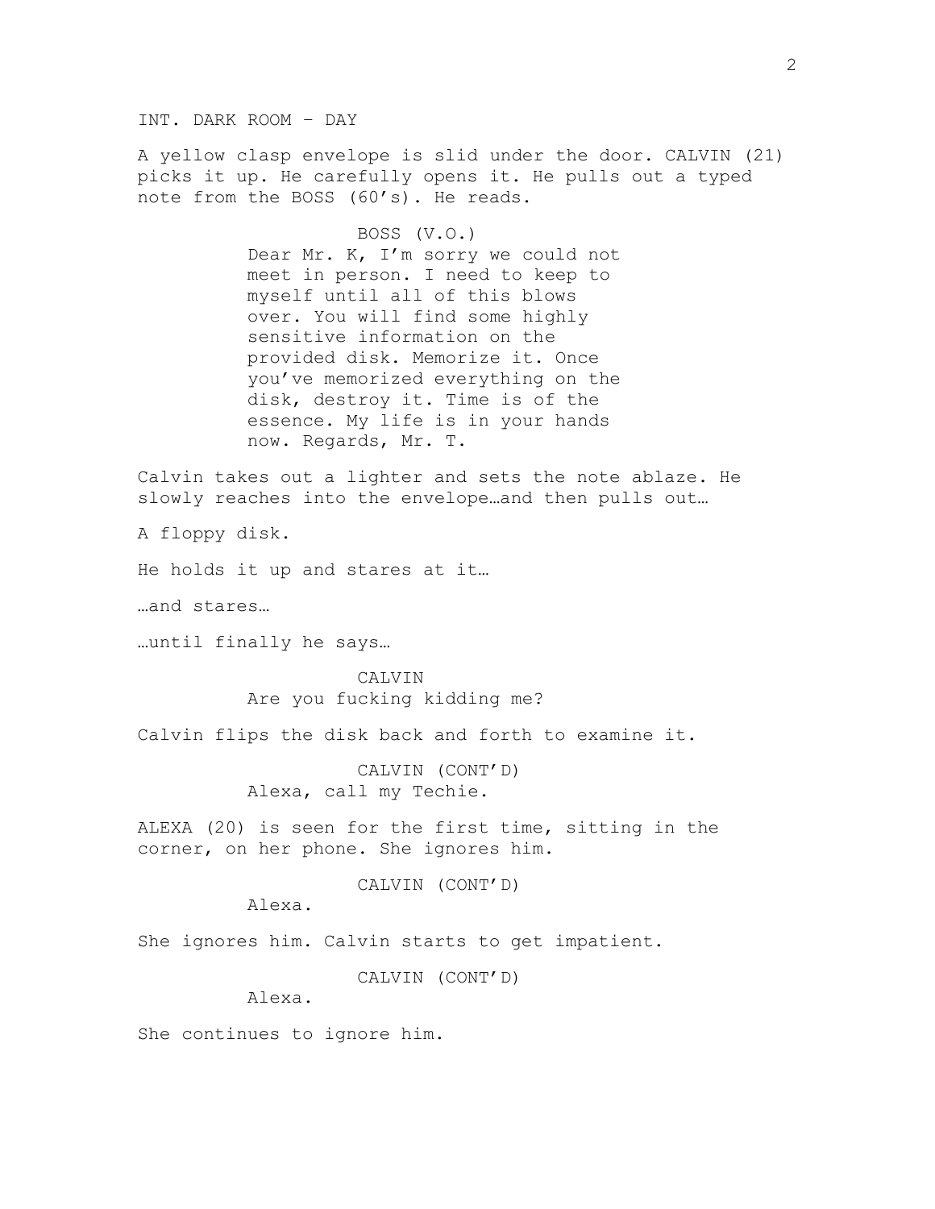INT. DARK ROOM - DAY

A yellow clasp envelope is slid under the door. CALVIN (21) picks it up. He carefully opens it. He pulls out a typed note from the BOSS (60's). He reads.

BOSS (V.O.)
Dear Mr. K, I'm sorry we could not meet in person. I need to keep to myself until all of this blows over. You will find some highly sensitive information on the provided disk. Memorize it. Once you've memorized everything on the disk, destroy it. Time is of the essence. My life is in your hands now. Regards, Mr. T.

Calvin takes out a lighter and sets the note ablaze. He slowly reaches into the envelope…and then pulls out…

A floppy disk.

He holds it up and stares at it…

…and stares…

…until finally he says…

CALVIN
Are you fucking kidding me?

Calvin flips the disk back and forth to examine it.

CALVIN (CONT'D)
Alexa, call my Techie.

ALEXA (20) is seen for the first time, sitting in the corner, on her phone. She ignores him.

CALVIN (CONT'D)
Alexa.

She ignores him. Calvin starts to get impatient.

CALVIN (CONT'D)
Alexa.

She continues to ignore him.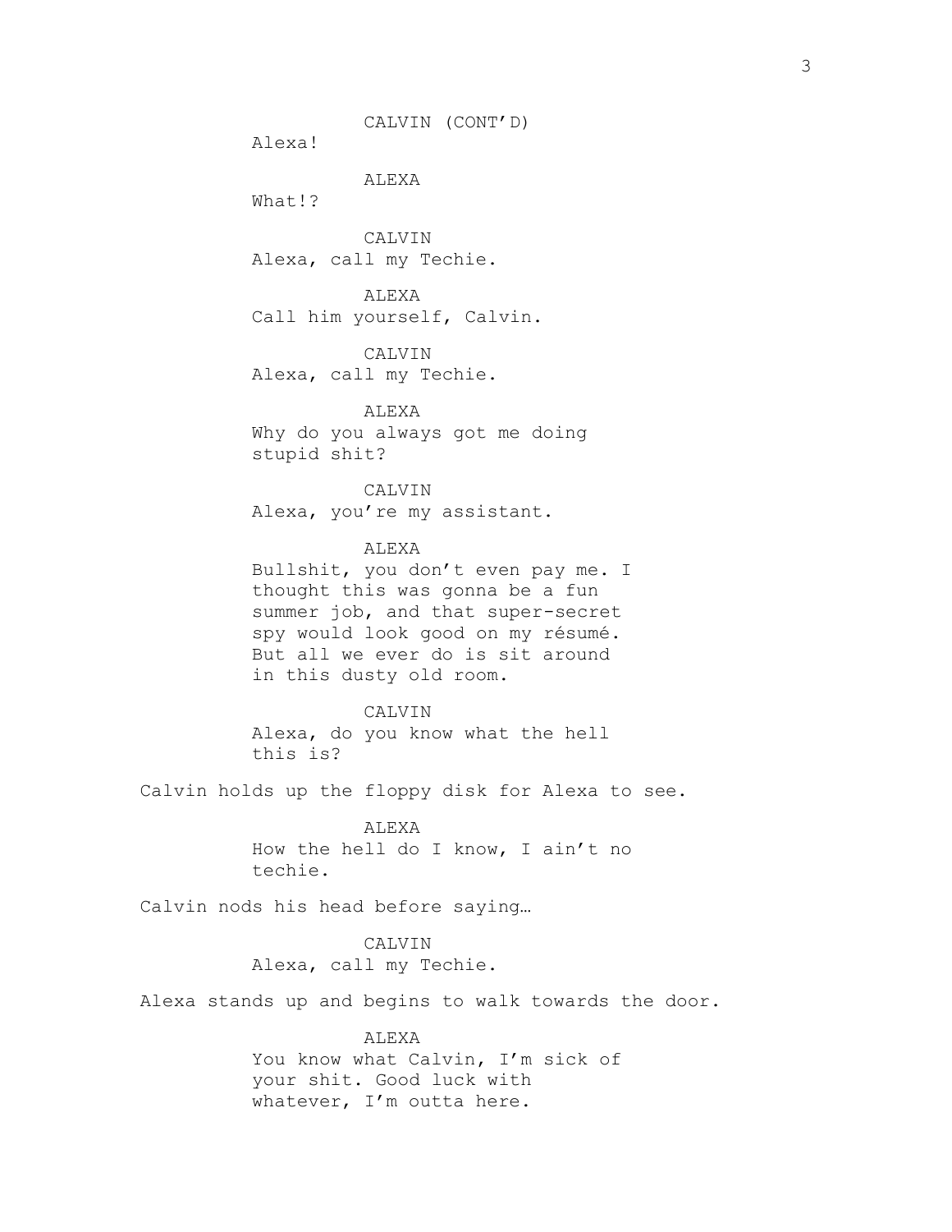CALVIN (CONT'D)
Alexa!

ALEXA
What!?

CALVIN
Alexa, call my Techie.

ALEXA
Call him yourself, Calvin.

CALVIN
Alexa, call my Techie.

ALEXA
Why do you always got me doing stupid shit?

CALVIN
Alexa, you're my assistant.

ALEXA
Bullshit, you don't even pay me. I thought this was gonna be a fun summer job, and that super-secret spy would look good on my résumé. But all we ever do is sit around in this dusty old room.

CALVIN
Alexa, do you know what the hell this is?

Calvin holds up the floppy disk for Alexa to see.

ALEXA
How the hell do I know, I ain't no techie.

Calvin nods his head before saying…

CALVIN
Alexa, call my Techie.

Alexa stands up and begins to walk towards the door.

ALEXA
You know what Calvin, I'm sick of your shit. Good luck with whatever, I'm outta here.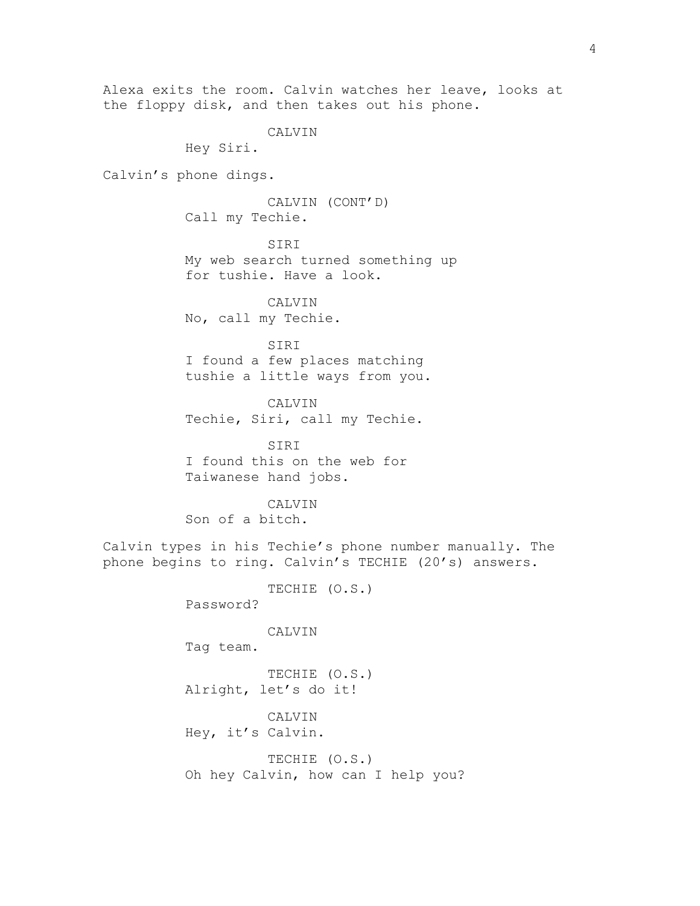Alexa exits the room. Calvin watches her leave, looks at the floppy disk, and then takes out his phone.

CALVIN
Hey Siri.

Calvin's phone dings.

CALVIN (CONT'D)
Call my Techie.

SIRI
My web search turned something up for tushie. Have a look.

CALVIN
No, call my Techie.

SIRI
I found a few places matching tushie a little ways from you.

CALVIN
Techie, Siri, call my Techie.

SIRI
I found this on the web for Taiwanese hand jobs.

CALVIN
Son of a bitch.

Calvin types in his Techie's phone number manually. The phone begins to ring. Calvin's TECHIE (20's) answers.

TECHIE (O.S.)
Password?

CALVIN
Tag team.

TECHIE (O.S.)
Alright, let's do it!

CALVIN
Hey, it's Calvin.

TECHIE (O.S.)
Oh hey Calvin, how can I help you?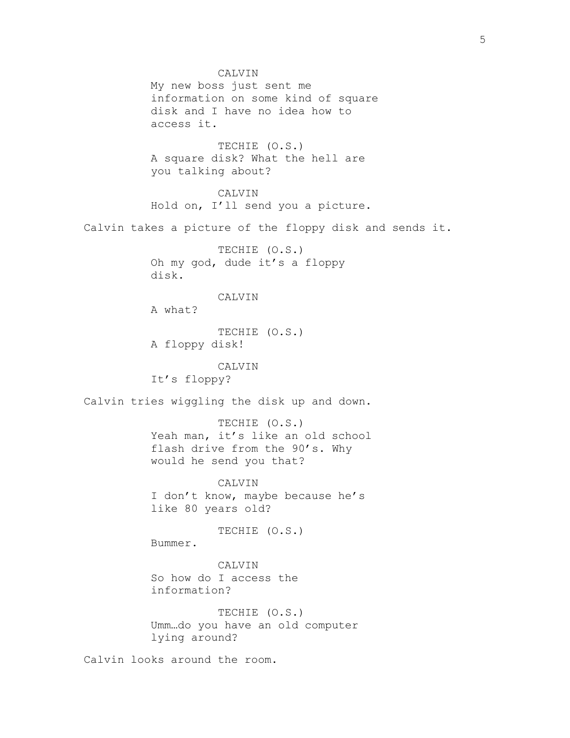CALVIN

My new boss just sent me information on some kind of square disk and I have no idea how to access it.

TECHIE (O.S.)

A square disk? What the hell are you talking about?

CALVIN

Hold on, I'll send you a picture.

Calvin takes a picture of the floppy disk and sends it.

TECHIE (O.S.)

Oh my god, dude it's a floppy disk.

CALVIN

A what?

TECHIE (O.S.)

A floppy disk!

CALVIN

It's floppy?

Calvin tries wiggling the disk up and down.

TECHIE (O.S.)

Yeah man, it's like an old school flash drive from the 90's. Why would he send you that?

CALVIN

I don't know, maybe because he's like 80 years old?

TECHIE (O.S.)

Bummer.

CALVIN

So how do I access the information?

TECHIE (O.S.)

Umm…do you have an old computer lying around?

Calvin looks around the room.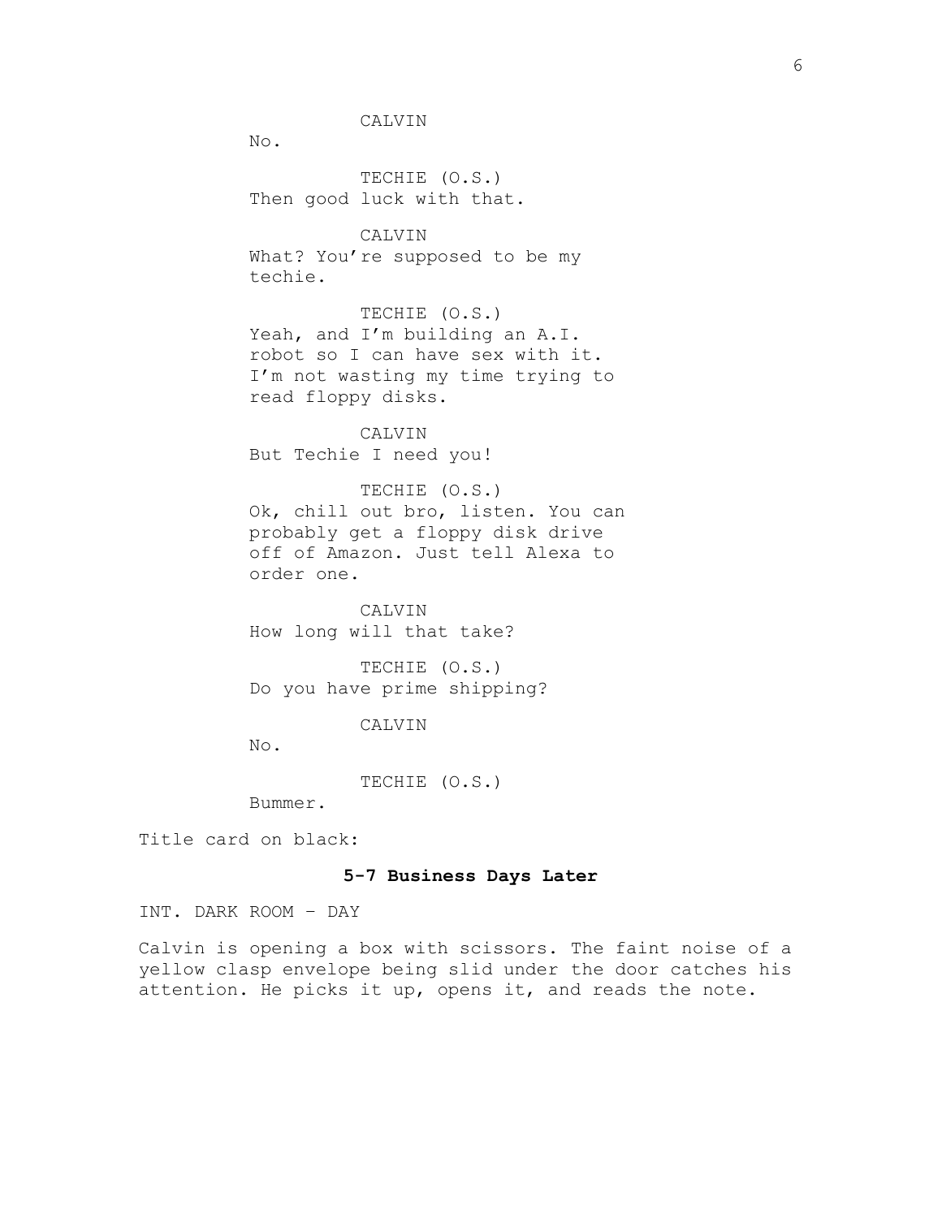CALVIN

No.

TECHIE (O.S.)

Then good luck with that.

CALVIN

What? You're supposed to be my techie.

TECHIE (O.S.)

Yeah, and I'm building an A.I. robot so I can have sex with it. I'm not wasting my time trying to read floppy disks.

CALVIN

But Techie I need you!

TECHIE (O.S.)

Ok, chill out bro, listen. You can probably get a floppy disk drive off of Amazon. Just tell Alexa to order one.

CALVIN

How long will that take?

TECHIE (O.S.)

Do you have prime shipping?

CALVIN

No.

TECHIE (O.S.)

Bummer.

Title card on black:

**5-7 Business Days Later**

INT. DARK ROOM – DAY

Calvin is opening a box with scissors. The faint noise of a yellow clasp envelope being slid under the door catches his attention. He picks it up, opens it, and reads the note.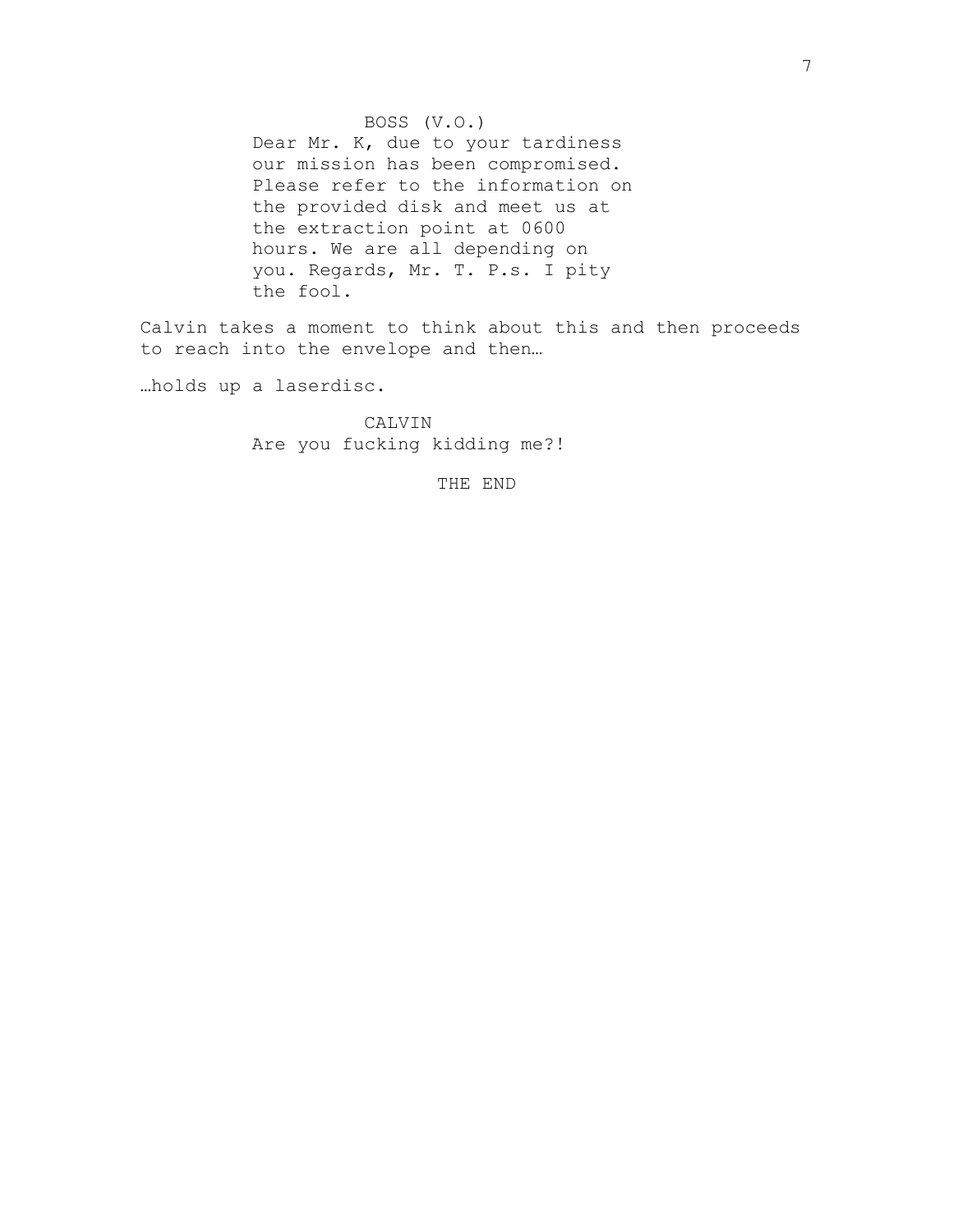BOSS (V.O.)
Dear Mr. K, due to your tardiness our mission has been compromised. Please refer to the information on the provided disk and meet us at the extraction point at 0600 hours. We are all depending on you. Regards, Mr. T. P.s. I pity the fool.

Calvin takes a moment to think about this and then proceeds to reach into the envelope and then…

…holds up a laserdisc.

CALVIN
Are you fucking kidding me?!

THE END